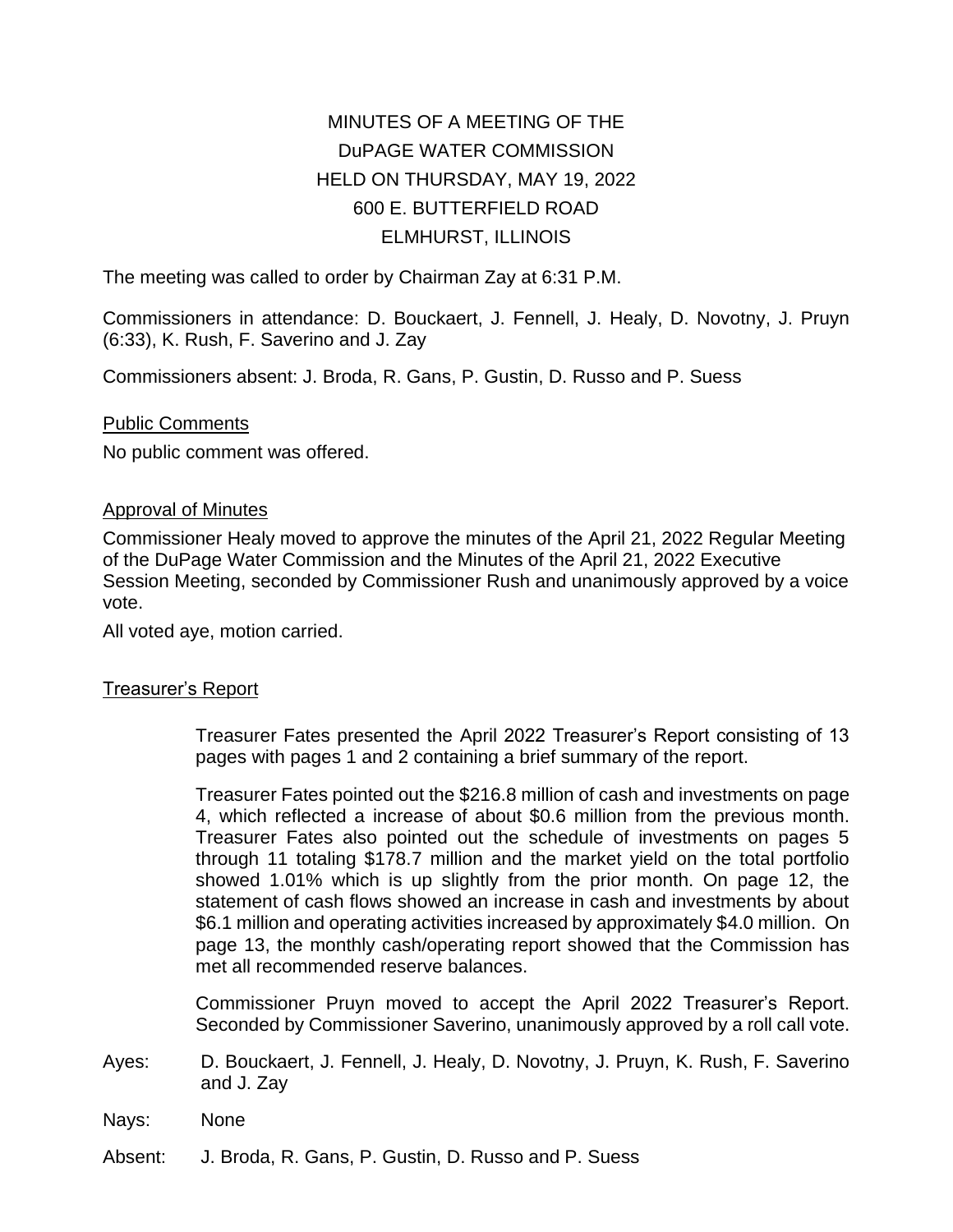# MINUTES OF A MEETING OF THE
# DuPAGE WATER COMMISSION
# HELD ON THURSDAY, MAY 19, 2022
# 600 E. BUTTERFIELD ROAD
# ELMHURST, ILLINOIS

The meeting was called to order by Chairman Zay at 6:31 P.M.

Commissioners in attendance: D. Bouckaert, J. Fennell, J. Healy, D. Novotny, J. Pruyn (6:33), K. Rush, F. Saverino and J. Zay

Commissioners absent: J. Broda, R. Gans, P. Gustin, D. Russo and P. Suess

## Public Comments

No public comment was offered.

## Approval of Minutes

Commissioner Healy moved to approve the minutes of the April 21, 2022 Regular Meeting of the DuPage Water Commission and the Minutes of the April 21, 2022 Executive Session Meeting, seconded by Commissioner Rush and unanimously approved by a voice vote.

All voted aye, motion carried.

## Treasurer's Report

Treasurer Fates presented the April 2022 Treasurer's Report consisting of 13 pages with pages 1 and 2 containing a brief summary of the report.

Treasurer Fates pointed out the $216.8 million of cash and investments on page 4, which reflected a increase of about $0.6 million from the previous month. Treasurer Fates also pointed out the schedule of investments on pages 5 through 11 totaling $178.7 million and the market yield on the total portfolio showed 1.01% which is up slightly from the prior month. On page 12, the statement of cash flows showed an increase in cash and investments by about $6.1 million and operating activities increased by approximately $4.0 million. On page 13, the monthly cash/operating report showed that the Commission has met all recommended reserve balances.

Commissioner Pruyn moved to accept the April 2022 Treasurer's Report. Seconded by Commissioner Saverino, unanimously approved by a roll call vote.

Ayes: D. Bouckaert, J. Fennell, J. Healy, D. Novotny, J. Pruyn, K. Rush, F. Saverino and J. Zay

Nays: None

Absent: J. Broda, R. Gans, P. Gustin, D. Russo and P. Suess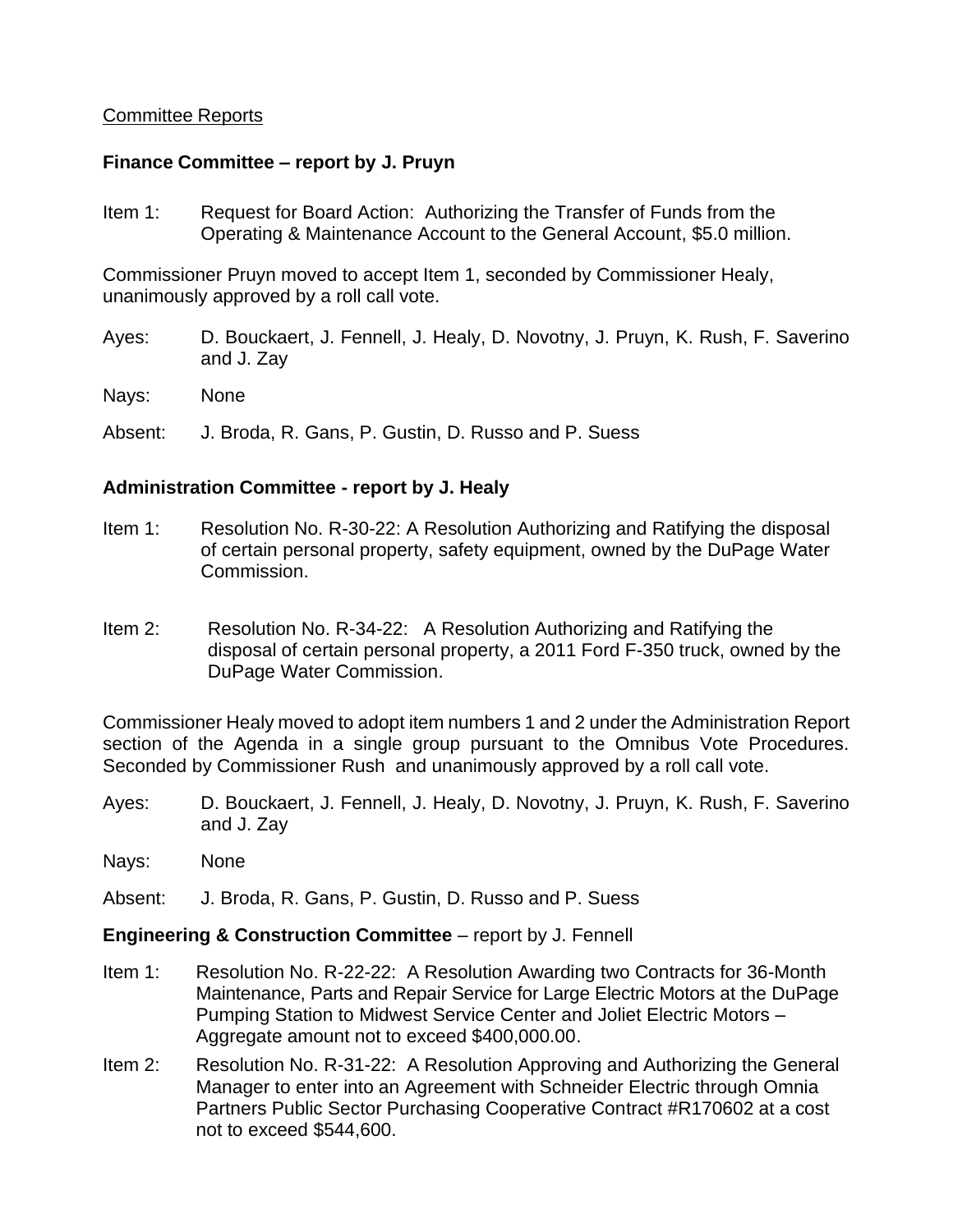Committee Reports

**Finance Committee – report by J. Pruyn**

Item 1: Request for Board Action: Authorizing the Transfer of Funds from the Operating & Maintenance Account to the General Account, $5.0 million.

Commissioner Pruyn moved to accept Item 1, seconded by Commissioner Healy, unanimously approved by a roll call vote.

Ayes: D. Bouckaert, J. Fennell, J. Healy, D. Novotny, J. Pruyn, K. Rush, F. Saverino and J. Zay

Nays: None

Absent: J. Broda, R. Gans, P. Gustin, D. Russo and P. Suess

**Administration Committee - report by J. Healy**

Item 1: Resolution No. R-30-22: A Resolution Authorizing and Ratifying the disposal of certain personal property, safety equipment, owned by the DuPage Water Commission.

Item 2: Resolution No. R-34-22: A Resolution Authorizing and Ratifying the disposal of certain personal property, a 2011 Ford F-350 truck, owned by the DuPage Water Commission.

Commissioner Healy moved to adopt item numbers 1 and 2 under the Administration Report section of the Agenda in a single group pursuant to the Omnibus Vote Procedures. Seconded by Commissioner Rush and unanimously approved by a roll call vote.

Ayes: D. Bouckaert, J. Fennell, J. Healy, D. Novotny, J. Pruyn, K. Rush, F. Saverino and J. Zay

Nays: None

Absent: J. Broda, R. Gans, P. Gustin, D. Russo and P. Suess

**Engineering & Construction Committee** – report by J. Fennell

Item 1: Resolution No. R-22-22: A Resolution Awarding two Contracts for 36-Month Maintenance, Parts and Repair Service for Large Electric Motors at the DuPage Pumping Station to Midwest Service Center and Joliet Electric Motors – Aggregate amount not to exceed $400,000.00.

Item 2: Resolution No. R-31-22: A Resolution Approving and Authorizing the General Manager to enter into an Agreement with Schneider Electric through Omnia Partners Public Sector Purchasing Cooperative Contract #R170602 at a cost not to exceed $544,600.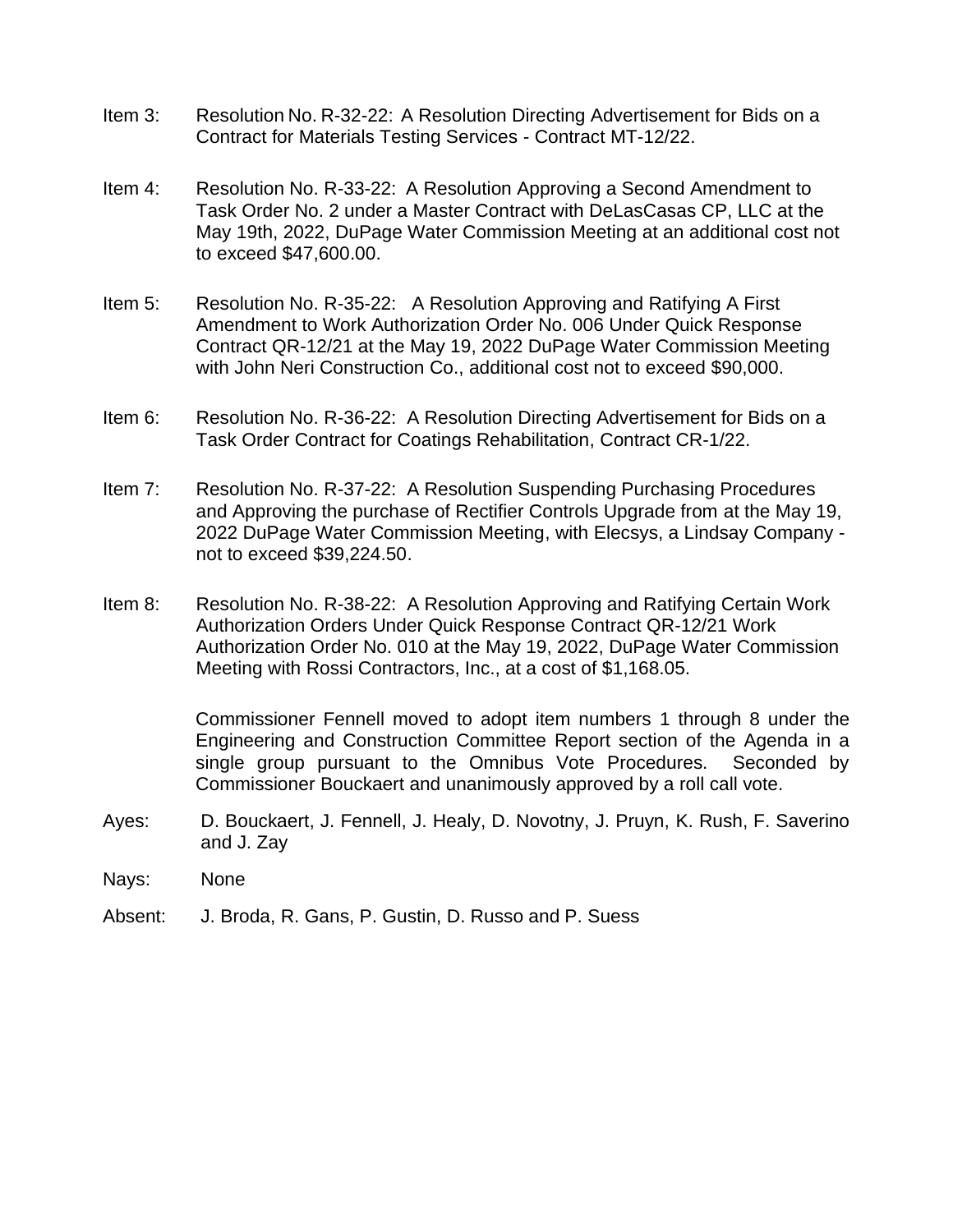Item 3: Resolution No. R-32-22: A Resolution Directing Advertisement for Bids on a Contract for Materials Testing Services - Contract MT-12/22.

Item 4: Resolution No. R-33-22: A Resolution Approving a Second Amendment to Task Order No. 2 under a Master Contract with DeLasCasas CP, LLC at the May 19th, 2022, DuPage Water Commission Meeting at an additional cost not to exceed $47,600.00.

Item 5: Resolution No. R-35-22: A Resolution Approving and Ratifying A First Amendment to Work Authorization Order No. 006 Under Quick Response Contract QR-12/21 at the May 19, 2022 DuPage Water Commission Meeting with John Neri Construction Co., additional cost not to exceed $90,000.

Item 6: Resolution No. R-36-22: A Resolution Directing Advertisement for Bids on a Task Order Contract for Coatings Rehabilitation, Contract CR-1/22.

Item 7: Resolution No. R-37-22: A Resolution Suspending Purchasing Procedures and Approving the purchase of Rectifier Controls Upgrade from at the May 19, 2022 DuPage Water Commission Meeting, with Elecsys, a Lindsay Company - not to exceed $39,224.50.

Item 8: Resolution No. R-38-22: A Resolution Approving and Ratifying Certain Work Authorization Orders Under Quick Response Contract QR-12/21 Work Authorization Order No. 010 at the May 19, 2022, DuPage Water Commission Meeting with Rossi Contractors, Inc., at a cost of $1,168.05.

Commissioner Fennell moved to adopt item numbers 1 through 8 under the Engineering and Construction Committee Report section of the Agenda in a single group pursuant to the Omnibus Vote Procedures. Seconded by Commissioner Bouckaert and unanimously approved by a roll call vote.

Ayes: D. Bouckaert, J. Fennell, J. Healy, D. Novotny, J. Pruyn, K. Rush, F. Saverino and J. Zay

Nays: None

Absent: J. Broda, R. Gans, P. Gustin, D. Russo and P. Suess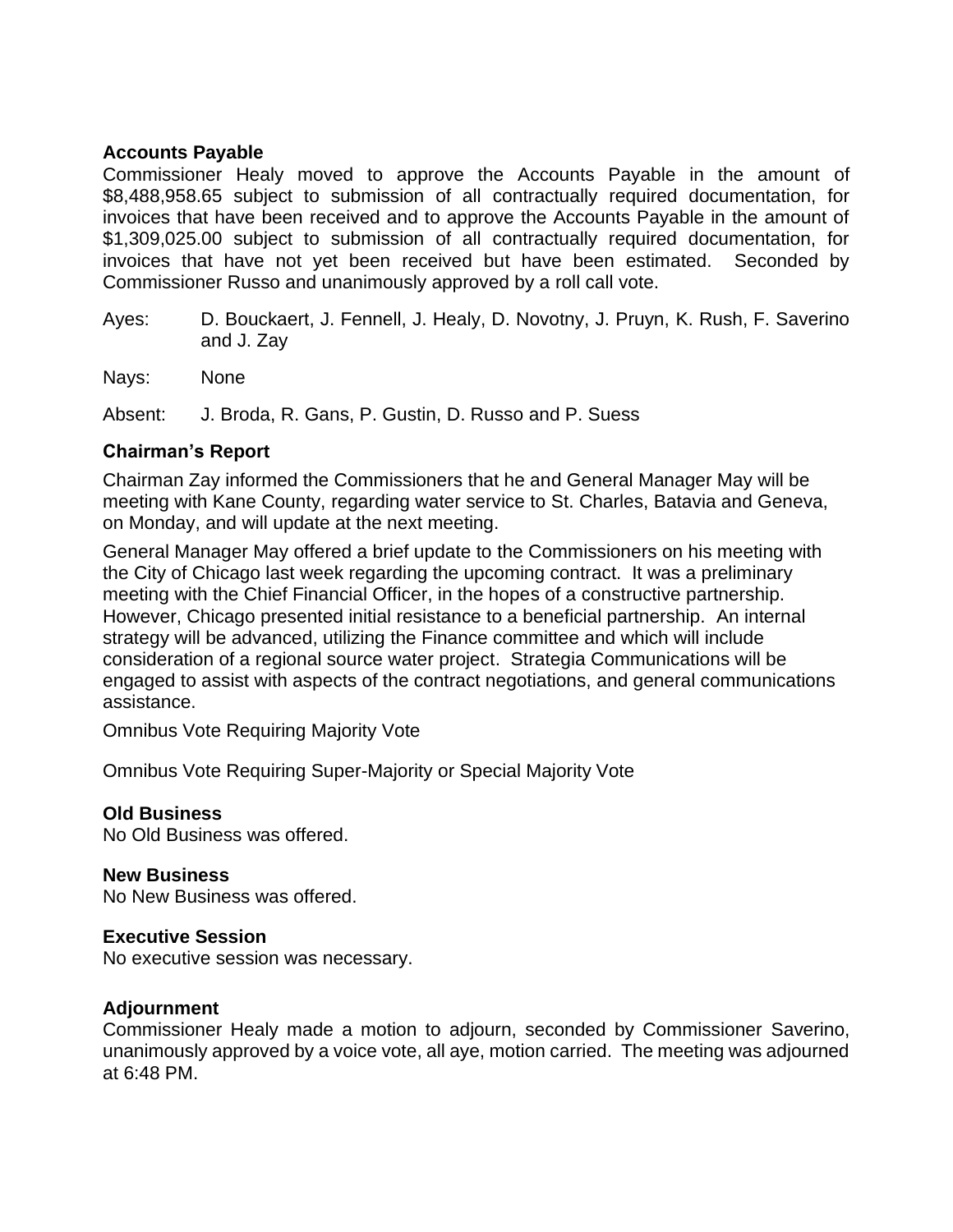**Accounts Payable**

Commissioner Healy moved to approve the Accounts Payable in the amount of $8,488,958.65 subject to submission of all contractually required documentation, for invoices that have been received and to approve the Accounts Payable in the amount of $1,309,025.00 subject to submission of all contractually required documentation, for invoices that have not yet been received but have been estimated. Seconded by Commissioner Russo and unanimously approved by a roll call vote.

Ayes: D. Bouckaert, J. Fennell, J. Healy, D. Novotny, J. Pruyn, K. Rush, F. Saverino and J. Zay

Nays: None

Absent: J. Broda, R. Gans, P. Gustin, D. Russo and P. Suess

**Chairman's Report**

Chairman Zay informed the Commissioners that he and General Manager May will be meeting with Kane County, regarding water service to St. Charles, Batavia and Geneva, on Monday, and will update at the next meeting.

General Manager May offered a brief update to the Commissioners on his meeting with the City of Chicago last week regarding the upcoming contract. It was a preliminary meeting with the Chief Financial Officer, in the hopes of a constructive partnership. However, Chicago presented initial resistance to a beneficial partnership. An internal strategy will be advanced, utilizing the Finance committee and which will include consideration of a regional source water project. Strategia Communications will be engaged to assist with aspects of the contract negotiations, and general communications assistance.

Omnibus Vote Requiring Majority Vote

Omnibus Vote Requiring Super-Majority or Special Majority Vote

**Old Business**

No Old Business was offered.

**New Business**

No New Business was offered.

**Executive Session**

No executive session was necessary.

**Adjournment**

Commissioner Healy made a motion to adjourn, seconded by Commissioner Saverino, unanimously approved by a voice vote, all aye, motion carried. The meeting was adjourned at 6:48 PM.